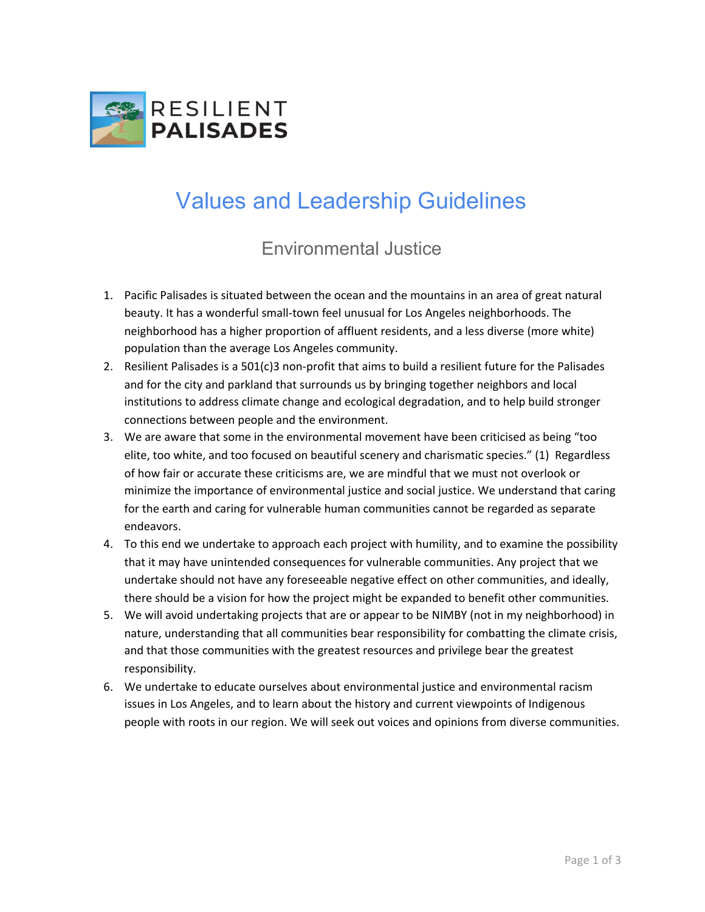RESILIENT
**PALISADES**

# Values and Leadership Guidelines

## Environmental Justice

1. Pacific Palisades is situated between the ocean and the mountains in an area of great natural beauty. It has a wonderful small-town feel unusual for Los Angeles neighborhoods. The neighborhood has a higher proportion of affluent residents, and a less diverse (more white) population than the average Los Angeles community.
2. Resilient Palisades is a 501(c)3 non-profit that aims to build a resilient future for the Palisades and for the city and parkland that surrounds us by bringing together neighbors and local institutions to address climate change and ecological degradation, and to help build stronger connections between people and the environment.
3. We are aware that some in the environmental movement have been criticised as being "too elite, too white, and too focused on beautiful scenery and charismatic species." (1) Regardless of how fair or accurate these criticisms are, we are mindful that we must not overlook or minimize the importance of environmental justice and social justice. We understand that caring for the earth and caring for vulnerable human communities cannot be regarded as separate endeavors.
4. To this end we undertake to approach each project with humility, and to examine the possibility that it may have unintended consequences for vulnerable communities. Any project that we undertake should not have any foreseeable negative effect on other communities, and ideally, there should be a vision for how the project might be expanded to benefit other communities.
5. We will avoid undertaking projects that are or appear to be NIMBY (not in my neighborhood) in nature, understanding that all communities bear responsibility for combatting the climate crisis, and that those communities with the greatest resources and privilege bear the greatest responsibility.
6. We undertake to educate ourselves about environmental justice and environmental racism issues in Los Angeles, and to learn about the history and current viewpoints of Indigenous people with roots in our region. We will seek out voices and opinions from diverse communities.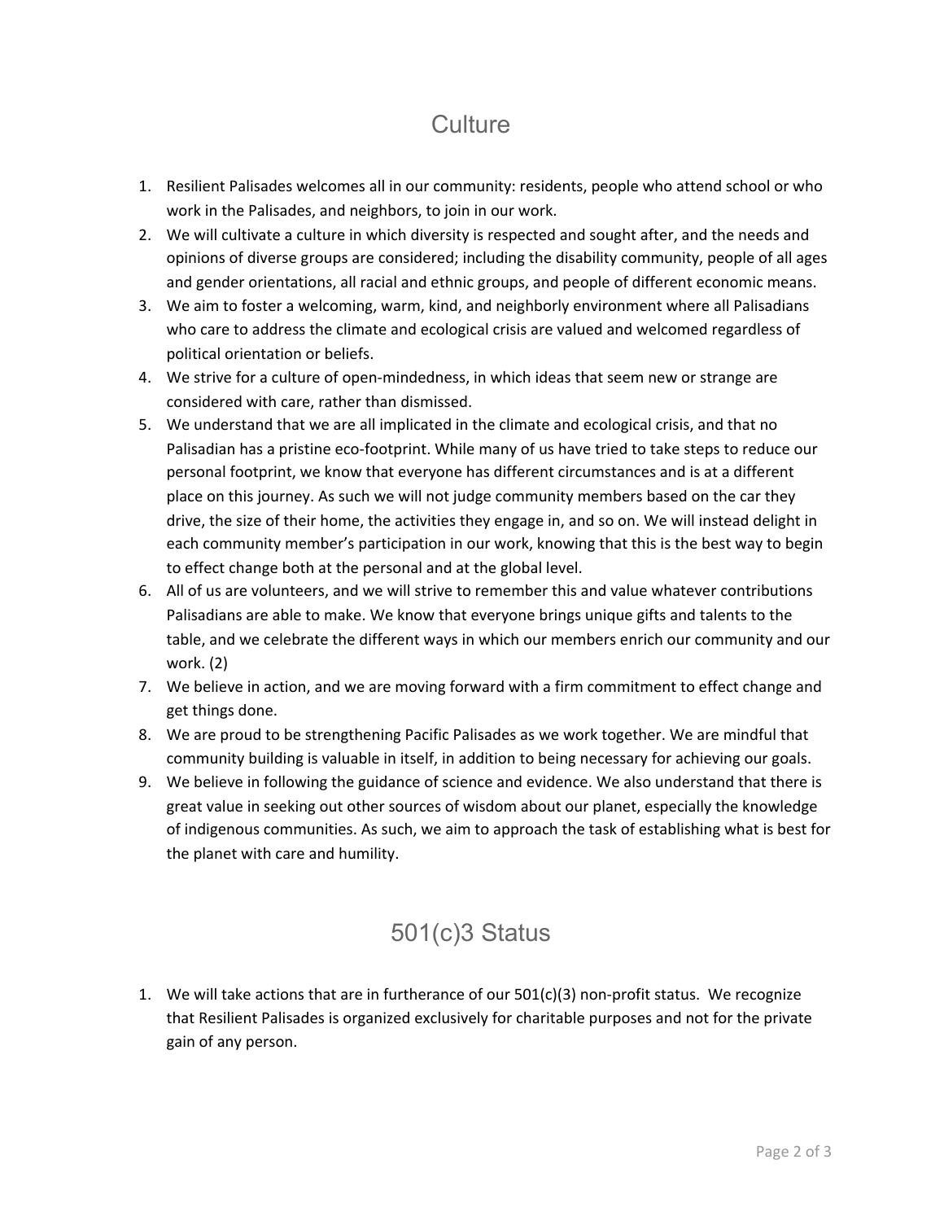# Culture

1. Resilient Palisades welcomes all in our community: residents, people who attend school or who work in the Palisades, and neighbors, to join in our work.
2. We will cultivate a culture in which diversity is respected and sought after, and the needs and opinions of diverse groups are considered; including the disability community, people of all ages and gender orientations, all racial and ethnic groups, and people of different economic means.
3. We aim to foster a welcoming, warm, kind, and neighborly environment where all Palisadians who care to address the climate and ecological crisis are valued and welcomed regardless of political orientation or beliefs.
4. We strive for a culture of open-mindedness, in which ideas that seem new or strange are considered with care, rather than dismissed.
5. We understand that we are all implicated in the climate and ecological crisis, and that no Palisadian has a pristine eco-footprint. While many of us have tried to take steps to reduce our personal footprint, we know that everyone has different circumstances and is at a different place on this journey. As such we will not judge community members based on the car they drive, the size of their home, the activities they engage in, and so on. We will instead delight in each community member's participation in our work, knowing that this is the best way to begin to effect change both at the personal and at the global level.
6. All of us are volunteers, and we will strive to remember this and value whatever contributions Palisadians are able to make. We know that everyone brings unique gifts and talents to the table, and we celebrate the different ways in which our members enrich our community and our work. (2)
7. We believe in action, and we are moving forward with a firm commitment to effect change and get things done.
8. We are proud to be strengthening Pacific Palisades as we work together. We are mindful that community building is valuable in itself, in addition to being necessary for achieving our goals.
9. We believe in following the guidance of science and evidence. We also understand that there is great value in seeking out other sources of wisdom about our planet, especially the knowledge of indigenous communities. As such, we aim to approach the task of establishing what is best for the planet with care and humility.

# 501(c)3 Status

1. We will take actions that are in furtherance of our 501(c)(3) non-profit status. We recognize that Resilient Palisades is organized exclusively for charitable purposes and not for the private gain of any person.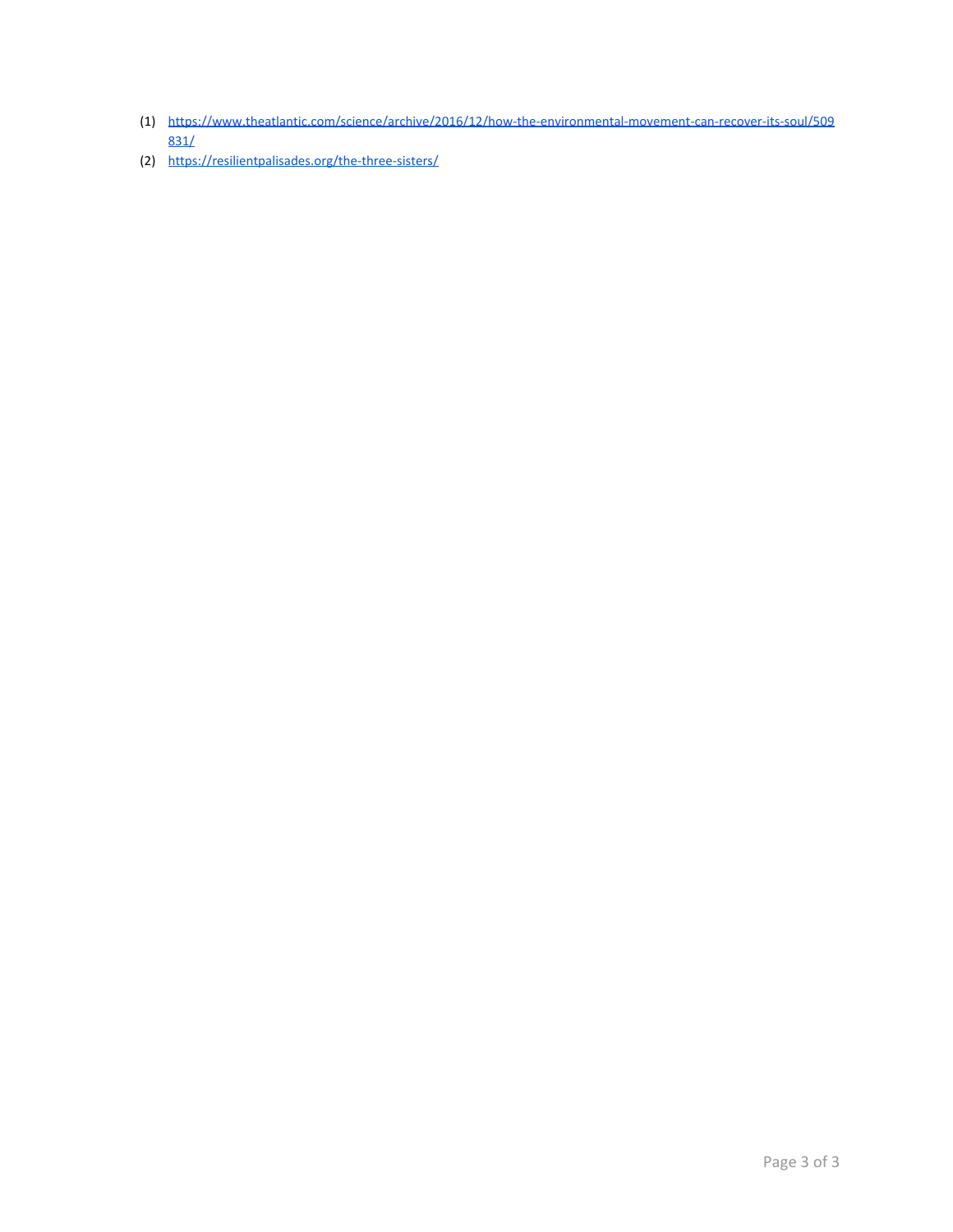(1) https://www.theatlantic.com/science/archive/2016/12/how-the-environmental-movement-can-recover-its-soul/509831/

(2) https://resilientpalisades.org/the-three-sisters/